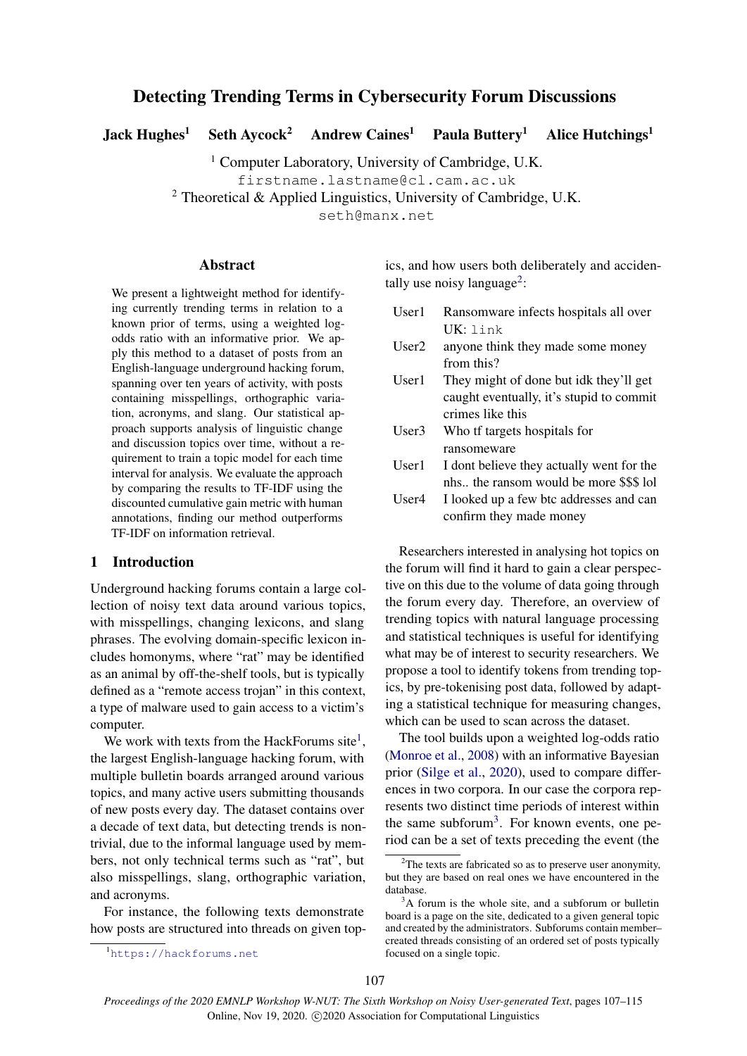# Detecting Trending Terms in Cybersecurity Forum Discussions

**Jack Hughes**[1] **Seth Aycock**[2] **Andrew Caines**[1] **Paula Buttery**[1] **Alice Hutchings**[1]

[1] Computer Laboratory, University of Cambridge, U.K.
firstname.lastname@cl.cam.ac.uk
[2] Theoretical & Applied Linguistics, University of Cambridge, U.K.
seth@manx.net

## Abstract

We present a lightweight method for identifying currently trending terms in relation to a known prior of terms, using a weighted log-odds ratio with an informative prior. We apply this method to a dataset of posts from an English-language underground hacking forum, spanning over ten years of activity, with posts containing misspellings, orthographic variation, acronyms, and slang. Our statistical approach supports analysis of linguistic change and discussion topics over time, without a requirement to train a topic model for each time interval for analysis. We evaluate the approach by comparing the results to TF-IDF using the discounted cumulative gain metric with human annotations, finding our method outperforms TF-IDF on information retrieval.

## 1 Introduction

Underground hacking forums contain a large collection of noisy text data around various topics, with misspellings, changing lexicons, and slang phrases. The evolving domain-specific lexicon includes homonyms, where "rat" may be identified as an animal by off-the-shelf tools, but is typically defined as a "remote access trojan" in this context, a type of malware used to gain access to a victim's computer.

We work with texts from the HackForums site[1], the largest English-language hacking forum, with multiple bulletin boards arranged around various topics, and many active users submitting thousands of new posts every day. The dataset contains over a decade of text data, but detecting trends is non-trivial, due to the informal language used by members, not only technical terms such as "rat", but also misspellings, slang, orthographic variation, and acronyms.

For instance, the following texts demonstrate how posts are structured into threads on given topics, and how users both deliberately and accidentally use noisy language[2]:

| | |
|---|---|
| User1 | Ransomware infects hospitals all over UK: `link` |
| User2 | anyone think they made some money from this? |
| User1 | They might of done but idk they'll get caught eventually, it's stupid to commit crimes like this |
| User3 | Who tf targets hospitals for ransomeware |
| User1 | I dont believe they actually went for the nhs.. the ransom would be more $$$ lol |
| User4 | I looked up a few btc addresses and can confirm they made money |

Researchers interested in analysing hot topics on the forum will find it hard to gain a clear perspective on this due to the volume of data going through the forum every day. Therefore, an overview of trending topics with natural language processing and statistical techniques is useful for identifying what may be of interest to security researchers. We propose a tool to identify tokens from trending topics, by pre-tokenising post data, followed by adapting a statistical technique for measuring changes, which can be used to scan across the dataset.

The tool builds upon a weighted log-odds ratio (Monroe et al., 2008) with an informative Bayesian prior (Silge et al., 2020), used to compare differences in two corpora. In our case the corpora represents two distinct time periods of interest within the same subforum[3]. For known events, one period can be a set of texts preceding the event (the

[1] https://hackforums.net

[2] The texts are fabricated so as to preserve user anonymity, but they are based on real ones we have encountered in the database.

[3] A forum is the whole site, and a subforum or bulletin board is a page on the site, dedicated to a given general topic and created by the administrators. Subforums contain member–created threads consisting of an ordered set of posts typically focused on a single topic.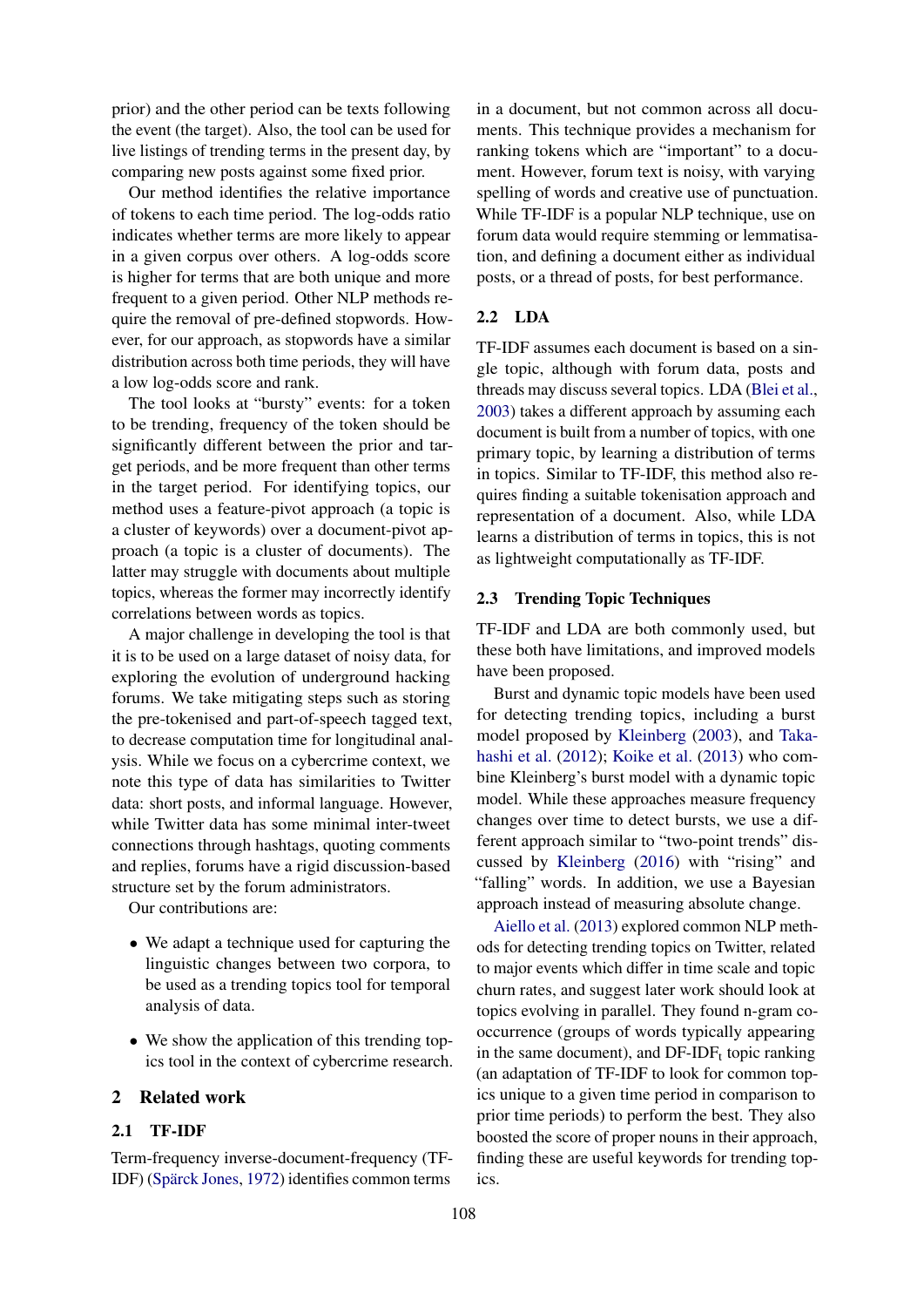prior) and the other period can be texts following the event (the target). Also, the tool can be used for live listings of trending terms in the present day, by comparing new posts against some fixed prior.

Our method identifies the relative importance of tokens to each time period. The log-odds ratio indicates whether terms are more likely to appear in a given corpus over others. A log-odds score is higher for terms that are both unique and more frequent to a given period. Other NLP methods require the removal of pre-defined stopwords. However, for our approach, as stopwords have a similar distribution across both time periods, they will have a low log-odds score and rank.

The tool looks at "bursty" events: for a token to be trending, frequency of the token should be significantly different between the prior and target periods, and be more frequent than other terms in the target period. For identifying topics, our method uses a feature-pivot approach (a topic is a cluster of keywords) over a document-pivot approach (a topic is a cluster of documents). The latter may struggle with documents about multiple topics, whereas the former may incorrectly identify correlations between words as topics.

A major challenge in developing the tool is that it is to be used on a large dataset of noisy data, for exploring the evolution of underground hacking forums. We take mitigating steps such as storing the pre-tokenised and part-of-speech tagged text, to decrease computation time for longitudinal analysis. While we focus on a cybercrime context, we note this type of data has similarities to Twitter data: short posts, and informal language. However, while Twitter data has some minimal inter-tweet connections through hashtags, quoting comments and replies, forums have a rigid discussion-based structure set by the forum administrators.

Our contributions are:

- We adapt a technique used for capturing the linguistic changes between two corpora, to be used as a trending topics tool for temporal analysis of data.
- We show the application of this trending topics tool in the context of cybercrime research.

## 2 Related work

### 2.1 TF-IDF

Term-frequency inverse-document-frequency (TF-IDF) (Spärck Jones, 1972) identifies common terms in a document, but not common across all documents. This technique provides a mechanism for ranking tokens which are "important" to a document. However, forum text is noisy, with varying spelling of words and creative use of punctuation. While TF-IDF is a popular NLP technique, use on forum data would require stemming or lemmatisation, and defining a document either as individual posts, or a thread of posts, for best performance.

### 2.2 LDA

TF-IDF assumes each document is based on a single topic, although with forum data, posts and threads may discuss several topics. LDA (Blei et al., 2003) takes a different approach by assuming each document is built from a number of topics, with one primary topic, by learning a distribution of terms in topics. Similar to TF-IDF, this method also requires finding a suitable tokenisation approach and representation of a document. Also, while LDA learns a distribution of terms in topics, this is not as lightweight computationally as TF-IDF.

### 2.3 Trending Topic Techniques

TF-IDF and LDA are both commonly used, but these both have limitations, and improved models have been proposed.

Burst and dynamic topic models have been used for detecting trending topics, including a burst model proposed by Kleinberg (2003), and Takahashi et al. (2012); Koike et al. (2013) who combine Kleinberg's burst model with a dynamic topic model. While these approaches measure frequency changes over time to detect bursts, we use a different approach similar to "two-point trends" discussed by Kleinberg (2016) with "rising" and "falling" words. In addition, we use a Bayesian approach instead of measuring absolute change.

Aiello et al. (2013) explored common NLP methods for detecting trending topics on Twitter, related to major events which differ in time scale and topic churn rates, and suggest later work should look at topics evolving in parallel. They found n-gram co-occurrence (groups of words typically appearing in the same document), and DF-IDF$_t$ topic ranking (an adaptation of TF-IDF to look for common topics unique to a given time period in comparison to prior time periods) to perform the best. They also boosted the score of proper nouns in their approach, finding these are useful keywords for trending topics.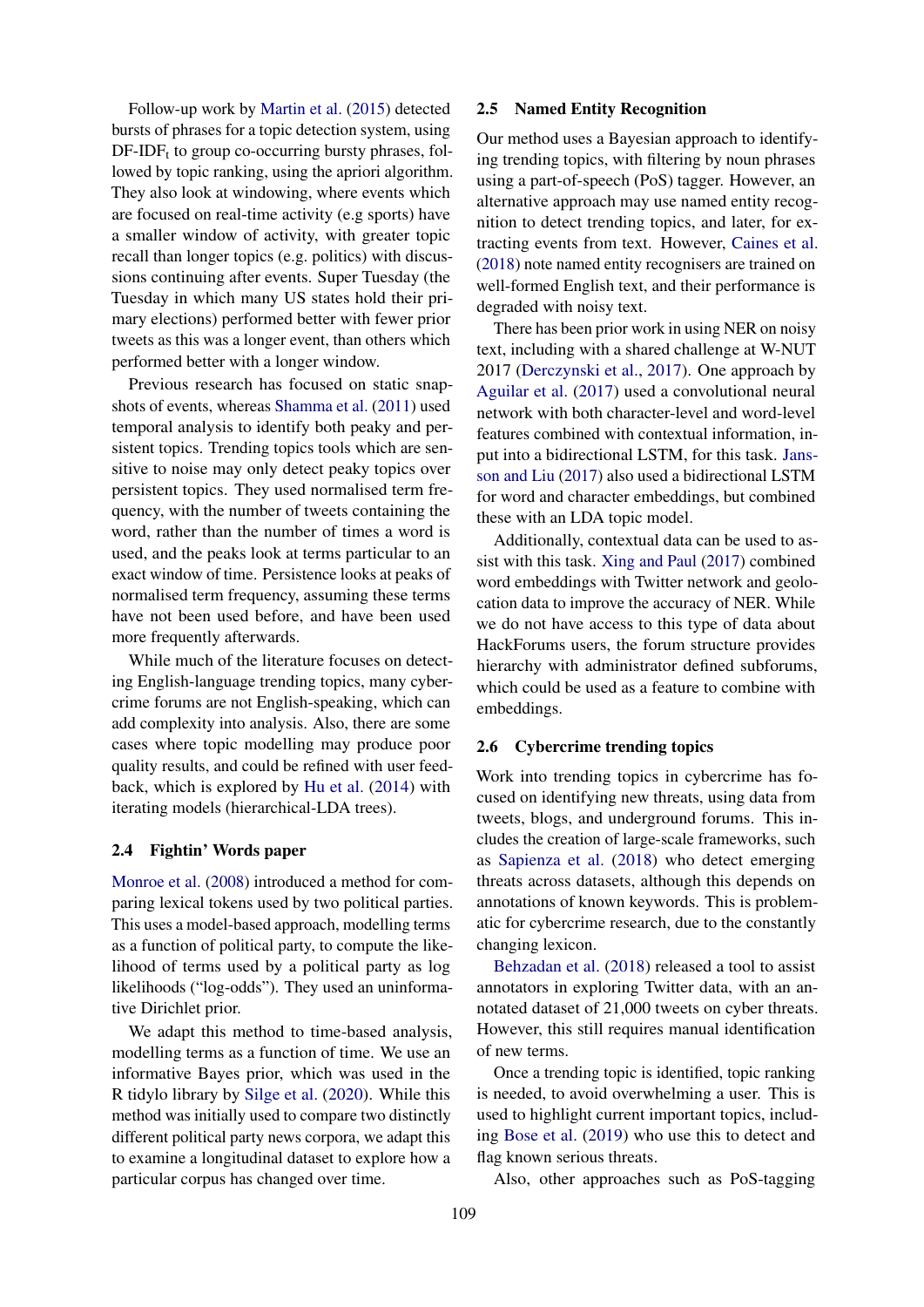Follow-up work by Martin et al. (2015) detected bursts of phrases for a topic detection system, using DF-IDF$_t$ to group co-occurring bursty phrases, followed by topic ranking, using the apriori algorithm. They also look at windowing, where events which are focused on real-time activity (e.g sports) have a smaller window of activity, with greater topic recall than longer topics (e.g. politics) with discussions continuing after events. Super Tuesday (the Tuesday in which many US states hold their primary elections) performed better with fewer prior tweets as this was a longer event, than others which performed better with a longer window.

Previous research has focused on static snapshots of events, whereas Shamma et al. (2011) used temporal analysis to identify both peaky and persistent topics. Trending topics tools which are sensitive to noise may only detect peaky topics over persistent topics. They used normalised term frequency, with the number of tweets containing the word, rather than the number of times a word is used, and the peaks look at terms particular to an exact window of time. Persistence looks at peaks of normalised term frequency, assuming these terms have not been used before, and have been used more frequently afterwards.

While much of the literature focuses on detecting English-language trending topics, many cybercrime forums are not English-speaking, which can add complexity into analysis. Also, there are some cases where topic modelling may produce poor quality results, and could be refined with user feedback, which is explored by Hu et al. (2014) with iterating models (hierarchical-LDA trees).

## 2.4 Fightin' Words paper

Monroe et al. (2008) introduced a method for comparing lexical tokens used by two political parties. This uses a model-based approach, modelling terms as a function of political party, to compute the likelihood of terms used by a political party as log likelihoods ("log-odds"). They used an uninformative Dirichlet prior.

We adapt this method to time-based analysis, modelling terms as a function of time. We use an informative Bayes prior, which was used in the R tidylo library by Silge et al. (2020). While this method was initially used to compare two distinctly different political party news corpora, we adapt this to examine a longitudinal dataset to explore how a particular corpus has changed over time.

## 2.5 Named Entity Recognition

Our method uses a Bayesian approach to identifying trending topics, with filtering by noun phrases using a part-of-speech (PoS) tagger. However, an alternative approach may use named entity recognition to detect trending topics, and later, for extracting events from text. However, Caines et al. (2018) note named entity recognisers are trained on well-formed English text, and their performance is degraded with noisy text.

There has been prior work in using NER on noisy text, including with a shared challenge at W-NUT 2017 (Derczynski et al., 2017). One approach by Aguilar et al. (2017) used a convolutional neural network with both character-level and word-level features combined with contextual information, input into a bidirectional LSTM, for this task. Jansson and Liu (2017) also used a bidirectional LSTM for word and character embeddings, but combined these with an LDA topic model.

Additionally, contextual data can be used to assist with this task. Xing and Paul (2017) combined word embeddings with Twitter network and geolocation data to improve the accuracy of NER. While we do not have access to this type of data about HackForums users, the forum structure provides hierarchy with administrator defined subforums, which could be used as a feature to combine with embeddings.

## 2.6 Cybercrime trending topics

Work into trending topics in cybercrime has focused on identifying new threats, using data from tweets, blogs, and underground forums. This includes the creation of large-scale frameworks, such as Sapienza et al. (2018) who detect emerging threats across datasets, although this depends on annotations of known keywords. This is problematic for cybercrime research, due to the constantly changing lexicon.

Behzadan et al. (2018) released a tool to assist annotators in exploring Twitter data, with an annotated dataset of 21,000 tweets on cyber threats. However, this still requires manual identification of new terms.

Once a trending topic is identified, topic ranking is needed, to avoid overwhelming a user. This is used to highlight current important topics, including Bose et al. (2019) who use this to detect and flag known serious threats.

Also, other approaches such as PoS-tagging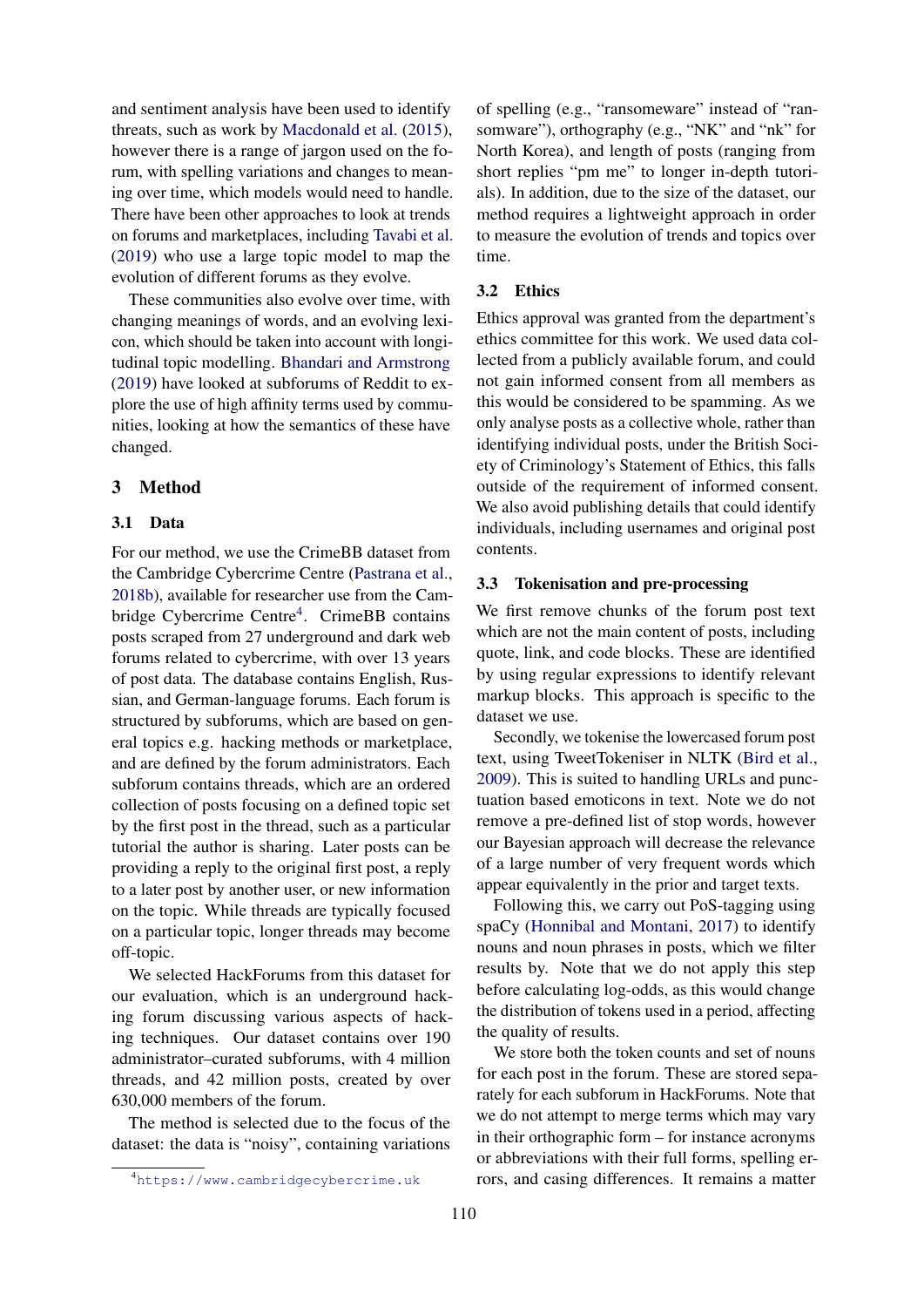and sentiment analysis have been used to identify threats, such as work by Macdonald et al. (2015), however there is a range of jargon used on the forum, with spelling variations and changes to meaning over time, which models would need to handle. There have been other approaches to look at trends on forums and marketplaces, including Tavabi et al. (2019) who use a large topic model to map the evolution of different forums as they evolve.

These communities also evolve over time, with changing meanings of words, and an evolving lexicon, which should be taken into account with longitudinal topic modelling. Bhandari and Armstrong (2019) have looked at subforums of Reddit to explore the use of high affinity terms used by communities, looking at how the semantics of these have changed.

## 3 Method

### 3.1 Data

For our method, we use the CrimeBB dataset from the Cambridge Cybercrime Centre (Pastrana et al., 2018b), available for researcher use from the Cambridge Cybercrime Centre[4]. CrimeBB contains posts scraped from 27 underground and dark web forums related to cybercrime, with over 13 years of post data. The database contains English, Russian, and German-language forums. Each forum is structured by subforums, which are based on general topics e.g. hacking methods or marketplace, and are defined by the forum administrators. Each subforum contains threads, which are an ordered collection of posts focusing on a defined topic set by the first post in the thread, such as a particular tutorial the author is sharing. Later posts can be providing a reply to the original first post, a reply to a later post by another user, or new information on the topic. While threads are typically focused on a particular topic, longer threads may become off-topic.

We selected HackForums from this dataset for our evaluation, which is an underground hacking forum discussing various aspects of hacking techniques. Our dataset contains over 190 administrator–curated subforums, with 4 million threads, and 42 million posts, created by over 630,000 members of the forum.

The method is selected due to the focus of the dataset: the data is "noisy", containing variations of spelling (e.g., "ransomeware" instead of "ransomware"), orthography (e.g., "NK" and "nk" for North Korea), and length of posts (ranging from short replies "pm me" to longer in-depth tutorials). In addition, due to the size of the dataset, our method requires a lightweight approach in order to measure the evolution of trends and topics over time.

### 3.2 Ethics

Ethics approval was granted from the department's ethics committee for this work. We used data collected from a publicly available forum, and could not gain informed consent from all members as this would be considered to be spamming. As we only analyse posts as a collective whole, rather than identifying individual posts, under the British Society of Criminology's Statement of Ethics, this falls outside of the requirement of informed consent. We also avoid publishing details that could identify individuals, including usernames and original post contents.

### 3.3 Tokenisation and pre-processing

We first remove chunks of the forum post text which are not the main content of posts, including quote, link, and code blocks. These are identified by using regular expressions to identify relevant markup blocks. This approach is specific to the dataset we use.

Secondly, we tokenise the lowercased forum post text, using TweetTokeniser in NLTK (Bird et al., 2009). This is suited to handling URLs and punctuation based emoticons in text. Note we do not remove a pre-defined list of stop words, however our Bayesian approach will decrease the relevance of a large number of very frequent words which appear equivalently in the prior and target texts.

Following this, we carry out PoS-tagging using spaCy (Honnibal and Montani, 2017) to identify nouns and noun phrases in posts, which we filter results by. Note that we do not apply this step before calculating log-odds, as this would change the distribution of tokens used in a period, affecting the quality of results.

We store both the token counts and set of nouns for each post in the forum. These are stored separately for each subforum in HackForums. Note that we do not attempt to merge terms which may vary in their orthographic form – for instance acronyms or abbreviations with their full forms, spelling errors, and casing differences. It remains a matter

[4] https://www.cambridgecybercrime.uk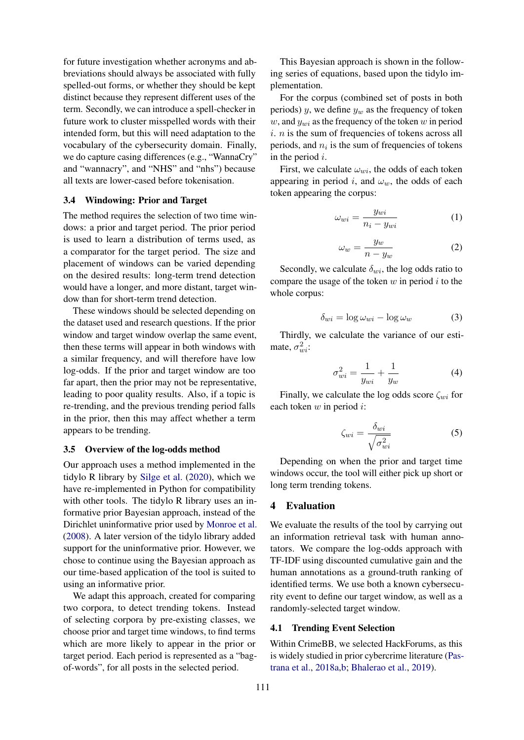for future investigation whether acronyms and abbreviations should always be associated with fully spelled-out forms, or whether they should be kept distinct because they represent different uses of the term. Secondly, we can introduce a spell-checker in future work to cluster misspelled words with their intended form, but this will need adaptation to the vocabulary of the cybersecurity domain. Finally, we do capture casing differences (e.g., "WannaCry" and "wannacry", and "NHS" and "nhs") because all texts are lower-cased before tokenisation.

### 3.4 Windowing: Prior and Target

The method requires the selection of two time windows: a prior and target period. The prior period is used to learn a distribution of terms used, as a comparator for the target period. The size and placement of windows can be varied depending on the desired results: long-term trend detection would have a longer, and more distant, target window than for short-term trend detection.

These windows should be selected depending on the dataset used and research questions. If the prior window and target window overlap the same event, then these terms will appear in both windows with a similar frequency, and will therefore have low log-odds. If the prior and target window are too far apart, then the prior may not be representative, leading to poor quality results. Also, if a topic is re-trending, and the previous trending period falls in the prior, then this may affect whether a term appears to be trending.

### 3.5 Overview of the log-odds method

Our approach uses a method implemented in the tidylo R library by Silge et al. (2020), which we have re-implemented in Python for compatibility with other tools. The tidylo R library uses an informative prior Bayesian approach, instead of the Dirichlet uninformative prior used by Monroe et al. (2008). A later version of the tidylo library added support for the uninformative prior. However, we chose to continue using the Bayesian approach as our time-based application of the tool is suited to using an informative prior.

We adapt this approach, created for comparing two corpora, to detect trending tokens. Instead of selecting corpora by pre-existing classes, we choose prior and target time windows, to find terms which are more likely to appear in the prior or target period. Each period is represented as a "bag-of-words", for all posts in the selected period.

This Bayesian approach is shown in the following series of equations, based upon the tidylo implementation.

For the corpus (combined set of posts in both periods) $y$, we define $y_w$ as the frequency of token $w$, and $y_{wi}$ as the frequency of the token $w$ in period $i$. $n$ is the sum of frequencies of tokens across all periods, and $n_i$ is the sum of frequencies of tokens in the period $i$.

First, we calculate $\omega_{wi}$, the odds of each token appearing in period $i$, and $\omega_w$, the odds of each token appearing the corpus:

$$\omega_{wi} = \frac{y_{wi}}{n_i - y_{wi}} \tag{1}$$

$$\omega_w = \frac{y_w}{n - y_w} \tag{2}$$

Secondly, we calculate $\delta_{wi}$, the log odds ratio to compare the usage of the token $w$ in period $i$ to the whole corpus:

$$\delta_{wi} = \log \omega_{wi} - \log \omega_w \tag{3}$$

Thirdly, we calculate the variance of our estimate, $\sigma^2_{wi}$:

$$\sigma^2_{wi} = \frac{1}{y_{wi}} + \frac{1}{y_w} \tag{4}$$

Finally, we calculate the log odds score $\zeta_{wi}$ for each token $w$ in period $i$:

$$\zeta_{wi} = \frac{\delta_{wi}}{\sqrt{\sigma^2_{wi}}} \tag{5}$$

Depending on when the prior and target time windows occur, the tool will either pick up short or long term trending tokens.

## 4 Evaluation

We evaluate the results of the tool by carrying out an information retrieval task with human annotators. We compare the log-odds approach with TF-IDF using discounted cumulative gain and the human annotations as a ground-truth ranking of identified terms. We use both a known cybersecurity event to define our target window, as well as a randomly-selected target window.

### 4.1 Trending Event Selection

Within CrimeBB, we selected HackForums, as this is widely studied in prior cybercrime literature (Pastrana et al., 2018a,b; Bhalerao et al., 2019).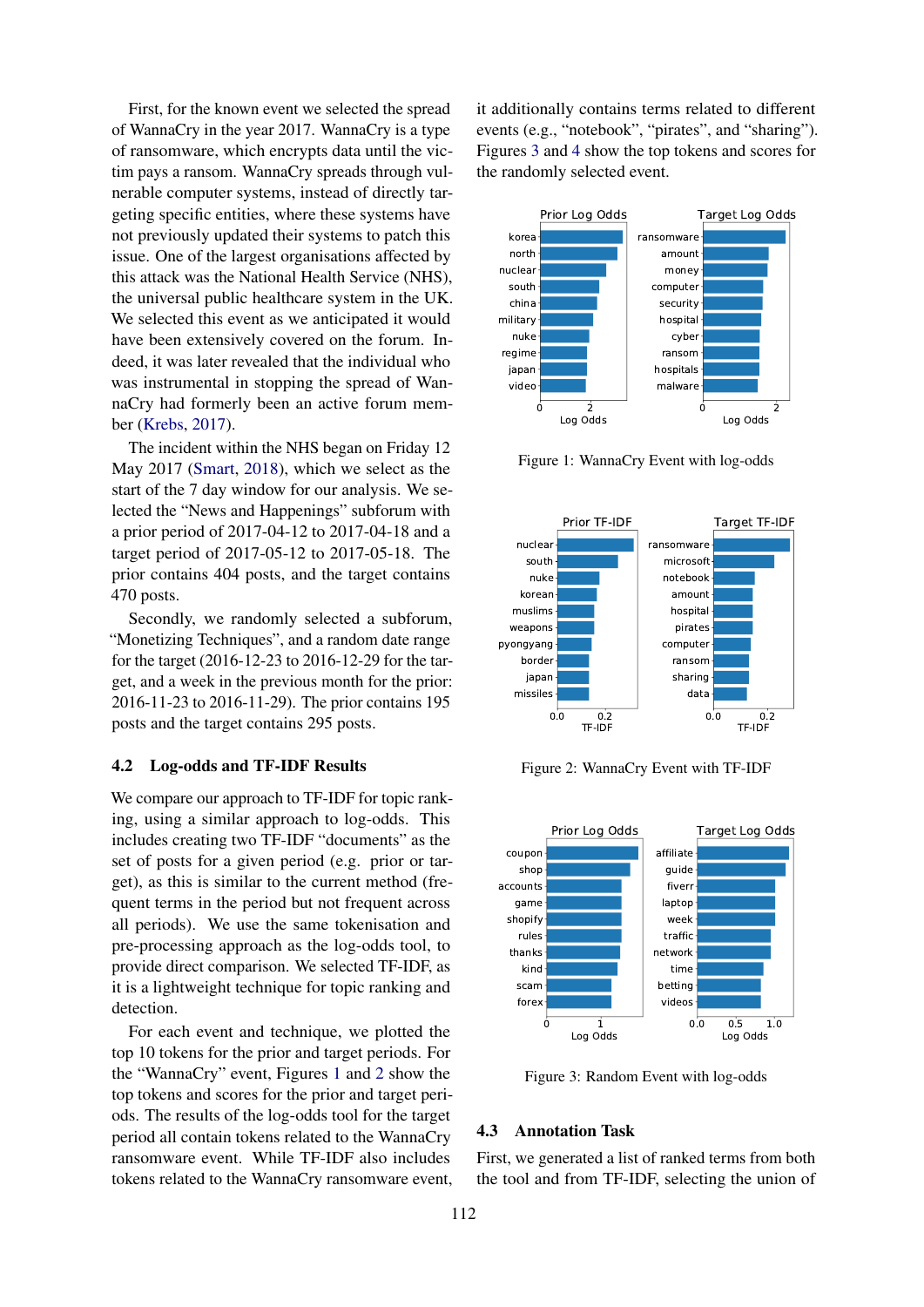First, for the known event we selected the spread of WannaCry in the year 2017. WannaCry is a type of ransomware, which encrypts data until the victim pays a ransom. WannaCry spreads through vulnerable computer systems, instead of directly targeting specific entities, where these systems have not previously updated their systems to patch this issue. One of the largest organisations affected by this attack was the National Health Service (NHS), the universal public healthcare system in the UK. We selected this event as we anticipated it would have been extensively covered on the forum. Indeed, it was later revealed that the individual who was instrumental in stopping the spread of WannaCry had formerly been an active forum member (Krebs, 2017).

The incident within the NHS began on Friday 12 May 2017 (Smart, 2018), which we select as the start of the 7 day window for our analysis. We selected the "News and Happenings" subforum with a prior period of 2017-04-12 to 2017-04-18 and a target period of 2017-05-12 to 2017-05-18. The prior contains 404 posts, and the target contains 470 posts.

Secondly, we randomly selected a subforum, "Monetizing Techniques", and a random date range for the target (2016-12-23 to 2016-12-29 for the target, and a week in the previous month for the prior: 2016-11-23 to 2016-11-29). The prior contains 195 posts and the target contains 295 posts.

## 4.2 Log-odds and TF-IDF Results

We compare our approach to TF-IDF for topic ranking, using a similar approach to log-odds. This includes creating two TF-IDF "documents" as the set of posts for a given period (e.g. prior or target), as this is similar to the current method (frequent terms in the period but not frequent across all periods). We use the same tokenisation and pre-processing approach as the log-odds tool, to provide direct comparison. We selected TF-IDF, as it is a lightweight technique for topic ranking and detection.

For each event and technique, we plotted the top 10 tokens for the prior and target periods. For the "WannaCry" event, Figures 1 and 2 show the top tokens and scores for the prior and target periods. The results of the log-odds tool for the target period all contain tokens related to the WannaCry ransomware event. While TF-IDF also includes tokens related to the WannaCry ransomware event, it additionally contains terms related to different events (e.g., "notebook", "pirates", and "sharing"). Figures 3 and 4 show the top tokens and scores for the randomly selected event.

Figure 1: WannaCry Event with log-odds

Figure 2: WannaCry Event with TF-IDF

Figure 3: Random Event with log-odds

## 4.3 Annotation Task

First, we generated a list of ranked terms from both the tool and from TF-IDF, selecting the union of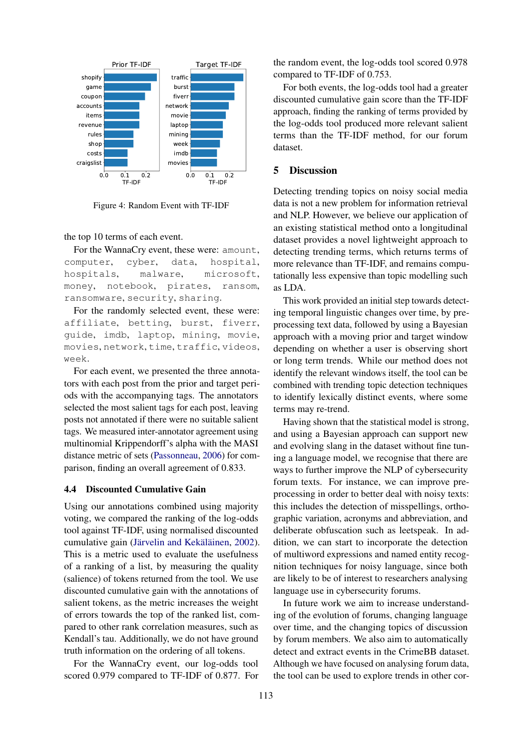Figure 4: Random Event with TF-IDF

the top 10 terms of each event.

For the WannaCry event, these were: `amount`, `computer`, `cyber`, `data`, `hospital`, `hospitals`, `malware`, `microsoft`, `money`, `notebook`, `pirates`, `ransom`, `ransomware`, `security`, `sharing`.

For the randomly selected event, these were: `affiliate`, `betting`, `burst`, `fiverr`, `guide`, `imdb`, `laptop`, `mining`, `movie`, `movies`, `network`, `time`, `traffic`, `videos`, `week`.

For each event, we presented the three annotators with each post from the prior and target periods with the accompanying tags. The annotators selected the most salient tags for each post, leaving posts not annotated if there were no suitable salient tags. We measured inter-annotator agreement using multinomial Krippendorff's alpha with the MASI distance metric of sets (Passonneau, 2006) for comparison, finding an overall agreement of 0.833.

### 4.4 Discounted Cumulative Gain

Using our annotations combined using majority voting, we compared the ranking of the log-odds tool against TF-IDF, using normalised discounted cumulative gain (Järvelin and Kekäläinen, 2002). This is a metric used to evaluate the usefulness of a ranking of a list, by measuring the quality (salience) of tokens returned from the tool. We use discounted cumulative gain with the annotations of salient tokens, as the metric increases the weight of errors towards the top of the ranked list, compared to other rank correlation measures, such as Kendall's tau. Additionally, we do not have ground truth information on the ordering of all tokens.

For the WannaCry event, our log-odds tool scored 0.979 compared to TF-IDF of 0.877. For the random event, the log-odds tool scored 0.978 compared to TF-IDF of 0.753.

For both events, the log-odds tool had a greater discounted cumulative gain score than the TF-IDF approach, finding the ranking of terms provided by the log-odds tool produced more relevant salient terms than the TF-IDF method, for our forum dataset.

## 5 Discussion

Detecting trending topics on noisy social media data is not a new problem for information retrieval and NLP. However, we believe our application of an existing statistical method onto a longitudinal dataset provides a novel lightweight approach to detecting trending terms, which returns terms of more relevance than TF-IDF, and remains computationally less expensive than topic modelling such as LDA.

This work provided an initial step towards detecting temporal linguistic changes over time, by pre-processing text data, followed by using a Bayesian approach with a moving prior and target window depending on whether a user is observing short or long term trends. While our method does not identify the relevant windows itself, the tool can be combined with trending topic detection techniques to identify lexically distinct events, where some terms may re-trend.

Having shown that the statistical model is strong, and using a Bayesian approach can support new and evolving slang in the dataset without fine tuning a language model, we recognise that there are ways to further improve the NLP of cybersecurity forum texts. For instance, we can improve pre-processing in order to better deal with noisy texts: this includes the detection of misspellings, orthographic variation, acronyms and abbreviation, and deliberate obfuscation such as leetspeak. In addition, we can start to incorporate the detection of multiword expressions and named entity recognition techniques for noisy language, since both are likely to be of interest to researchers analysing language use in cybersecurity forums.

In future work we aim to increase understanding of the evolution of forums, changing language over time, and the changing topics of discussion by forum members. We also aim to automatically detect and extract events in the CrimeBB dataset. Although we have focused on analysing forum data, the tool can be used to explore trends in other cor-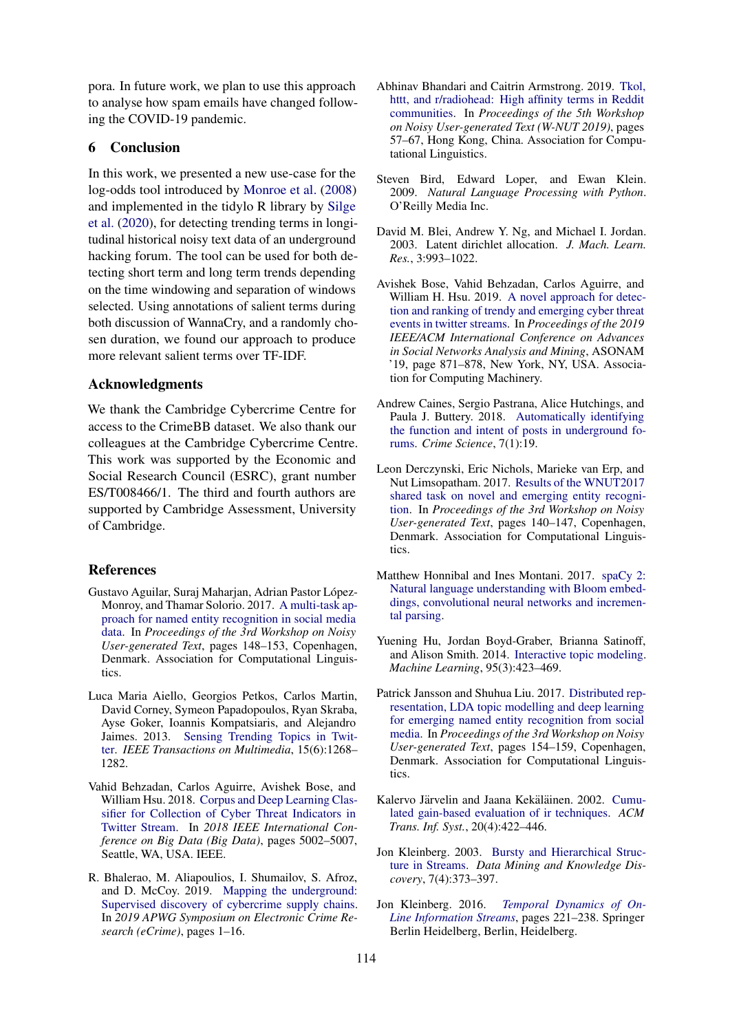pora. In future work, we plan to use this approach to analyse how spam emails have changed following the COVID-19 pandemic.

## 6 Conclusion

In this work, we presented a new use-case for the log-odds tool introduced by Monroe et al. (2008) and implemented in the tidylo R library by Silge et al. (2020), for detecting trending terms in longitudinal historical noisy text data of an underground hacking forum. The tool can be used for both detecting short term and long term trends depending on the time windowing and separation of windows selected. Using annotations of salient terms during both discussion of WannaCry, and a randomly chosen duration, we found our approach to produce more relevant salient terms over TF-IDF.

## Acknowledgments

We thank the Cambridge Cybercrime Centre for access to the CrimeBB dataset. We also thank our colleagues at the Cambridge Cybercrime Centre. This work was supported by the Economic and Social Research Council (ESRC), grant number ES/T008466/1. The third and fourth authors are supported by Cambridge Assessment, University of Cambridge.

## References

Gustavo Aguilar, Suraj Maharjan, Adrian Pastor López-Monroy, and Thamar Solorio. 2017. A multi-task approach for named entity recognition in social media data. In *Proceedings of the 3rd Workshop on Noisy User-generated Text*, pages 148–153, Copenhagen, Denmark. Association for Computational Linguistics.

Luca Maria Aiello, Georgios Petkos, Carlos Martin, David Corney, Symeon Papadopoulos, Ryan Skraba, Ayse Goker, Ioannis Kompatsiaris, and Alejandro Jaimes. 2013. Sensing Trending Topics in Twitter. *IEEE Transactions on Multimedia*, 15(6):1268–1282.

Vahid Behzadan, Carlos Aguirre, Avishek Bose, and William Hsu. 2018. Corpus and Deep Learning Classifier for Collection of Cyber Threat Indicators in Twitter Stream. In *2018 IEEE International Conference on Big Data (Big Data)*, pages 5002–5007, Seattle, WA, USA. IEEE.

R. Bhalerao, M. Aliapoulios, I. Shumailov, S. Afroz, and D. McCoy. 2019. Mapping the underground: Supervised discovery of cybercrime supply chains. In *2019 APWG Symposium on Electronic Crime Research (eCrime)*, pages 1–16.

Abhinav Bhandari and Caitrin Armstrong. 2019. Tkol, httt, and r/radiohead: High affinity terms in Reddit communities. In *Proceedings of the 5th Workshop on Noisy User-generated Text (W-NUT 2019)*, pages 57–67, Hong Kong, China. Association for Computational Linguistics.

Steven Bird, Edward Loper, and Ewan Klein. 2009. *Natural Language Processing with Python*. O'Reilly Media Inc.

David M. Blei, Andrew Y. Ng, and Michael I. Jordan. 2003. Latent dirichlet allocation. *J. Mach. Learn. Res.*, 3:993–1022.

Avishek Bose, Vahid Behzadan, Carlos Aguirre, and William H. Hsu. 2019. A novel approach for detection and ranking of trendy and emerging cyber threat events in twitter streams. In *Proceedings of the 2019 IEEE/ACM International Conference on Advances in Social Networks Analysis and Mining*, ASONAM '19, page 871–878, New York, NY, USA. Association for Computing Machinery.

Andrew Caines, Sergio Pastrana, Alice Hutchings, and Paula J. Buttery. 2018. Automatically identifying the function and intent of posts in underground forums. *Crime Science*, 7(1):19.

Leon Derczynski, Eric Nichols, Marieke van Erp, and Nut Limsopatham. 2017. Results of the WNUT2017 shared task on novel and emerging entity recognition. In *Proceedings of the 3rd Workshop on Noisy User-generated Text*, pages 140–147, Copenhagen, Denmark. Association for Computational Linguistics.

Matthew Honnibal and Ines Montani. 2017. spaCy 2: Natural language understanding with Bloom embeddings, convolutional neural networks and incremental parsing.

Yuening Hu, Jordan Boyd-Graber, Brianna Satinoff, and Alison Smith. 2014. Interactive topic modeling. *Machine Learning*, 95(3):423–469.

Patrick Jansson and Shuhua Liu. 2017. Distributed representation, LDA topic modelling and deep learning for emerging named entity recognition from social media. In *Proceedings of the 3rd Workshop on Noisy User-generated Text*, pages 154–159, Copenhagen, Denmark. Association for Computational Linguistics.

Kalervo Järvelin and Jaana Kekäläinen. 2002. Cumulated gain-based evaluation of ir techniques. *ACM Trans. Inf. Syst.*, 20(4):422–446.

Jon Kleinberg. 2003. Bursty and Hierarchical Structure in Streams. *Data Mining and Knowledge Discovery*, 7(4):373–397.

Jon Kleinberg. 2016. *Temporal Dynamics of On-Line Information Streams*, pages 221–238. Springer Berlin Heidelberg, Berlin, Heidelberg.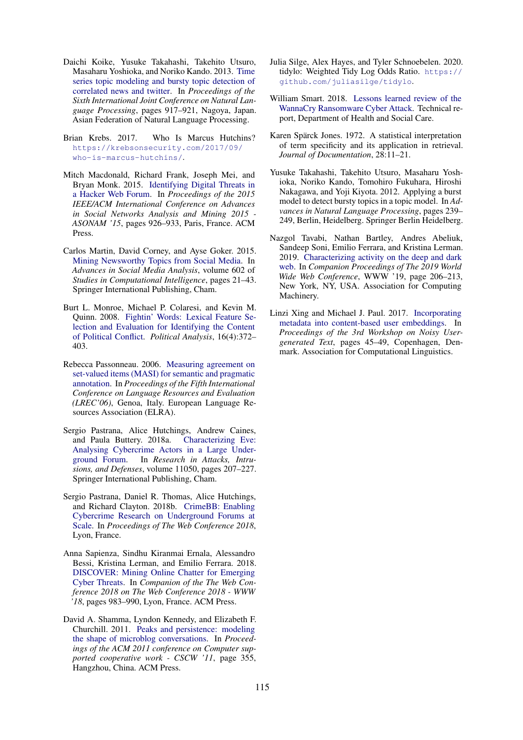Daichi Koike, Yusuke Takahashi, Takehito Utsuro, Masaharu Yoshioka, and Noriko Kando. 2013. Time series topic modeling and bursty topic detection of correlated news and twitter. In *Proceedings of the Sixth International Joint Conference on Natural Language Processing*, pages 917–921, Nagoya, Japan. Asian Federation of Natural Language Processing.

Brian Krebs. 2017. Who Is Marcus Hutchins? https://krebsonsecurity.com/2017/09/who-is-marcus-hutchins/.

Mitch Macdonald, Richard Frank, Joseph Mei, and Bryan Monk. 2015. Identifying Digital Threats in a Hacker Web Forum. In *Proceedings of the 2015 IEEE/ACM International Conference on Advances in Social Networks Analysis and Mining 2015 - ASONAM '15*, pages 926–933, Paris, France. ACM Press.

Carlos Martin, David Corney, and Ayse Goker. 2015. Mining Newsworthy Topics from Social Media. In *Advances in Social Media Analysis*, volume 602 of *Studies in Computational Intelligence*, pages 21–43. Springer International Publishing, Cham.

Burt L. Monroe, Michael P. Colaresi, and Kevin M. Quinn. 2008. Fightin' Words: Lexical Feature Selection and Evaluation for Identifying the Content of Political Conflict. *Political Analysis*, 16(4):372–403.

Rebecca Passonneau. 2006. Measuring agreement on set-valued items (MASI) for semantic and pragmatic annotation. In *Proceedings of the Fifth International Conference on Language Resources and Evaluation (LREC'06)*, Genoa, Italy. European Language Resources Association (ELRA).

Sergio Pastrana, Alice Hutchings, Andrew Caines, and Paula Buttery. 2018a. Characterizing Eve: Analysing Cybercrime Actors in a Large Underground Forum. In *Research in Attacks, Intrusions, and Defenses*, volume 11050, pages 207–227. Springer International Publishing, Cham.

Sergio Pastrana, Daniel R. Thomas, Alice Hutchings, and Richard Clayton. 2018b. CrimeBB: Enabling Cybercrime Research on Underground Forums at Scale. In *Proceedings of The Web Conference 2018*, Lyon, France.

Anna Sapienza, Sindhu Kiranmai Ernala, Alessandro Bessi, Kristina Lerman, and Emilio Ferrara. 2018. DISCOVER: Mining Online Chatter for Emerging Cyber Threats. In *Companion of the The Web Conference 2018 on The Web Conference 2018 - WWW '18*, pages 983–990, Lyon, France. ACM Press.

David A. Shamma, Lyndon Kennedy, and Elizabeth F. Churchill. 2011. Peaks and persistence: modeling the shape of microblog conversations. In *Proceedings of the ACM 2011 conference on Computer supported cooperative work - CSCW '11*, page 355, Hangzhou, China. ACM Press.

Julia Silge, Alex Hayes, and Tyler Schnoebelen. 2020. tidylo: Weighted Tidy Log Odds Ratio. https://github.com/juliasilge/tidylo.

William Smart. 2018. Lessons learned review of the WannaCry Ransomware Cyber Attack. Technical report, Department of Health and Social Care.

Karen Spärck Jones. 1972. A statistical interpretation of term specificity and its application in retrieval. *Journal of Documentation*, 28:11–21.

Yusuke Takahashi, Takehito Utsuro, Masaharu Yoshioka, Noriko Kando, Tomohiro Fukuhara, Hiroshi Nakagawa, and Yoji Kiyota. 2012. Applying a burst model to detect bursty topics in a topic model. In *Advances in Natural Language Processing*, pages 239–249, Berlin, Heidelberg. Springer Berlin Heidelberg.

Nazgol Tavabi, Nathan Bartley, Andres Abeliuk, Sandeep Soni, Emilio Ferrara, and Kristina Lerman. 2019. Characterizing activity on the deep and dark web. In *Companion Proceedings of The 2019 World Wide Web Conference*, WWW '19, page 206–213, New York, NY, USA. Association for Computing Machinery.

Linzi Xing and Michael J. Paul. 2017. Incorporating metadata into content-based user embeddings. In *Proceedings of the 3rd Workshop on Noisy User-generated Text*, pages 45–49, Copenhagen, Denmark. Association for Computational Linguistics.